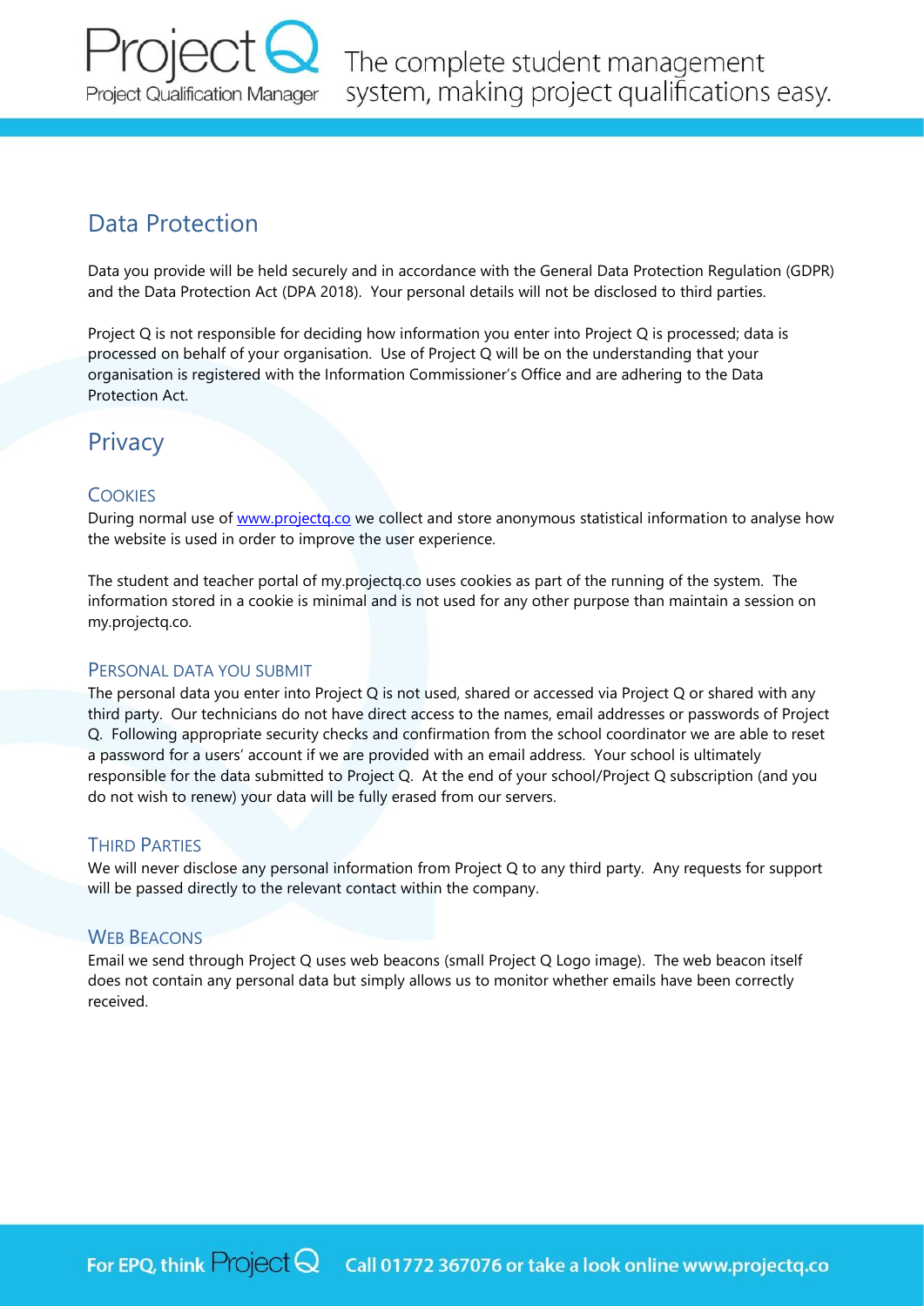## Data Protection

Data you provide will be held securely and in accordance with the General Data Protection Regulation (GDPR) and the Data Protection Act (DPA 2018). Your personal details will not be disclosed to third parties.

Project Q is not responsible for deciding how information you enter into Project Q is processed; data is processed on behalf of your organisation. Use of Project Q will be on the understanding that your organisation is registered with the Information Commissioner's Office and are adhering to the Data Protection Act.

## Privacy

### Cookies

During normal use of [www.projectq.co](www.projectq.co) we collect and store anonymous statistical information to analyse how the website is used in order to improve the user experience.

The student and teacher portal of my.projectq.co uses cookies as part of the running of the system. The information stored in a cookie is minimal and is not used for any other purpose than maintain a session on my.projectq.co.

### Personal Data You Submit

The personal data you enter into Project Q is not used, shared or accessed via Project Q or shared with any third party. Our technicians do not have direct access to the names, email addresses or passwords of Project Q. Following appropriate security checks and confirmation from the school coordinator we are able to reset a password for a users' account if we are provided with an email address. Your school is ultimately responsible for the data submitted to Project Q. At the end of your school/Project Q subscription (and you do not wish to renew) your data will be fully erased from our servers.

### Third Parties

We will never disclose any personal information from Project Q to any third party. Any requests for support will be passed directly to the relevant contact within the company.

### Web Beacons

Email we send through Project Q uses web beacons (small Project Q Logo image). The web beacon itself does not contain any personal data but simply allows us to monitor whether emails have been correctly received.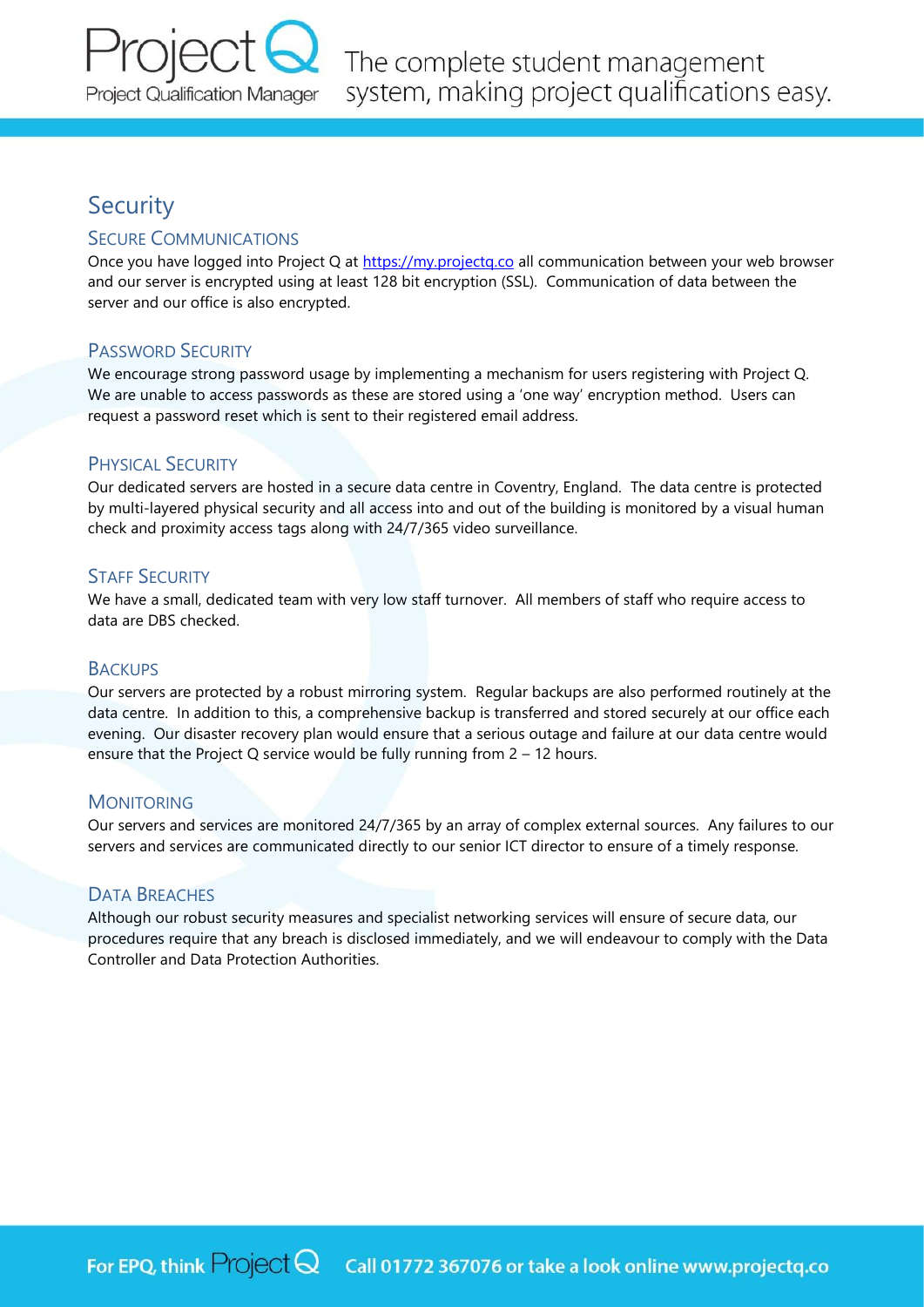# Security

## Secure Communications

Once you have logged into Project Q at [https://my.projectq.co](https://my.projectq.co) all communication between your web browser and our server is encrypted using at least 128 bit encryption (SSL). Communication of data between the server and our office is also encrypted.

## Password Security

We encourage strong password usage by implementing a mechanism for users registering with Project Q. We are unable to access passwords as these are stored using a 'one way' encryption method. Users can request a password reset which is sent to their registered email address.

## Physical Security

Our dedicated servers are hosted in a secure data centre in Coventry, England. The data centre is protected by multi-layered physical security and all access into and out of the building is monitored by a visual human check and proximity access tags along with 24/7/365 video surveillance.

## Staff Security

We have a small, dedicated team with very low staff turnover. All members of staff who require access to data are DBS checked.

## Backups

Our servers are protected by a robust mirroring system. Regular backups are also performed routinely at the data centre. In addition to this, a comprehensive backup is transferred and stored securely at our office each evening. Our disaster recovery plan would ensure that a serious outage and failure at our data centre would ensure that the Project Q service would be fully running from 2 – 12 hours.

## Monitoring

Our servers and services are monitored 24/7/365 by an array of complex external sources. Any failures to our servers and services are communicated directly to our senior ICT director to ensure of a timely response.

## Data Breaches

Although our robust security measures and specialist networking services will ensure of secure data, our procedures require that any breach is disclosed immediately, and we will endeavour to comply with the Data Controller and Data Protection Authorities.